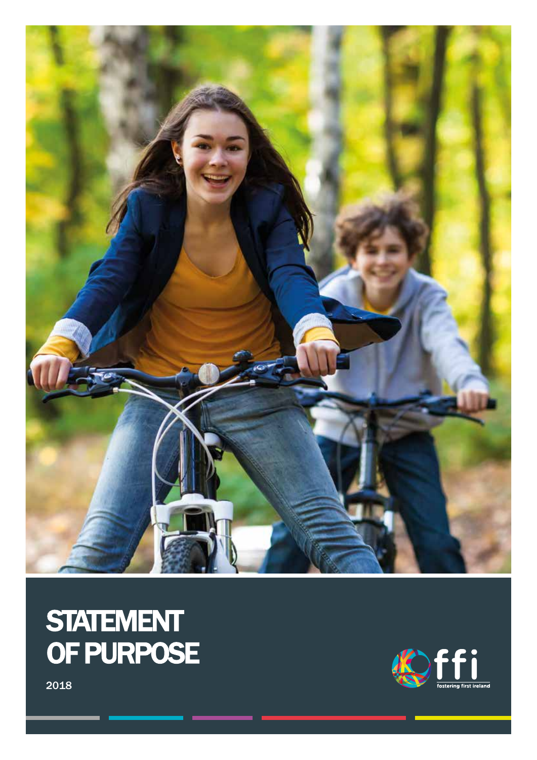# STATEMENT OF PURPOSE

2018

ffi

fostering first ireland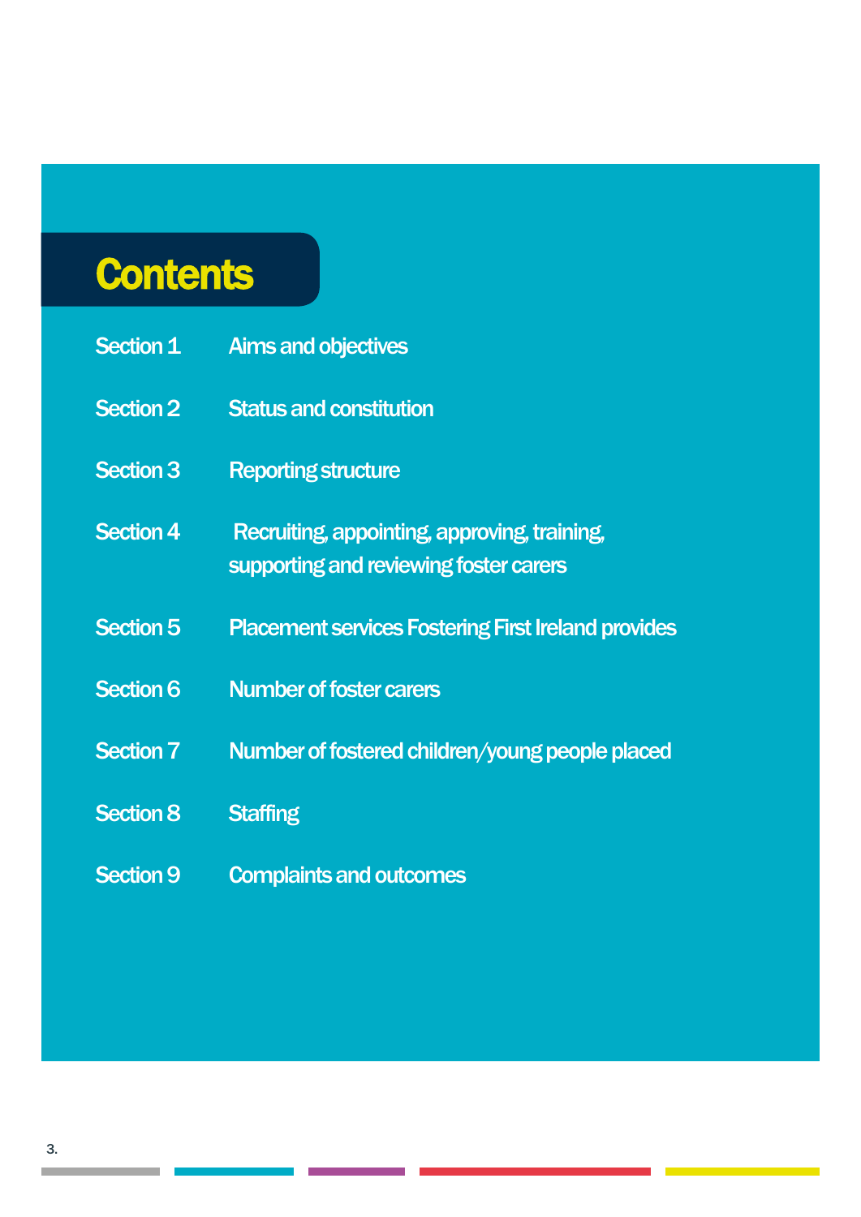# Contents

| | |
|---|---|
| Section 1 | Aims and objectives |
| Section 2 | Status and constitution |
| Section 3 | Reporting structure |
| Section 4 | Recruiting, appointing, approving, training, supporting and reviewing foster carers |
| Section 5 | Placement services Fostering First Ireland provides |
| Section 6 | Number of foster carers |
| Section 7 | Number of fostered children/young people placed |
| Section 8 | Staffing |
| Section 9 | Complaints and outcomes |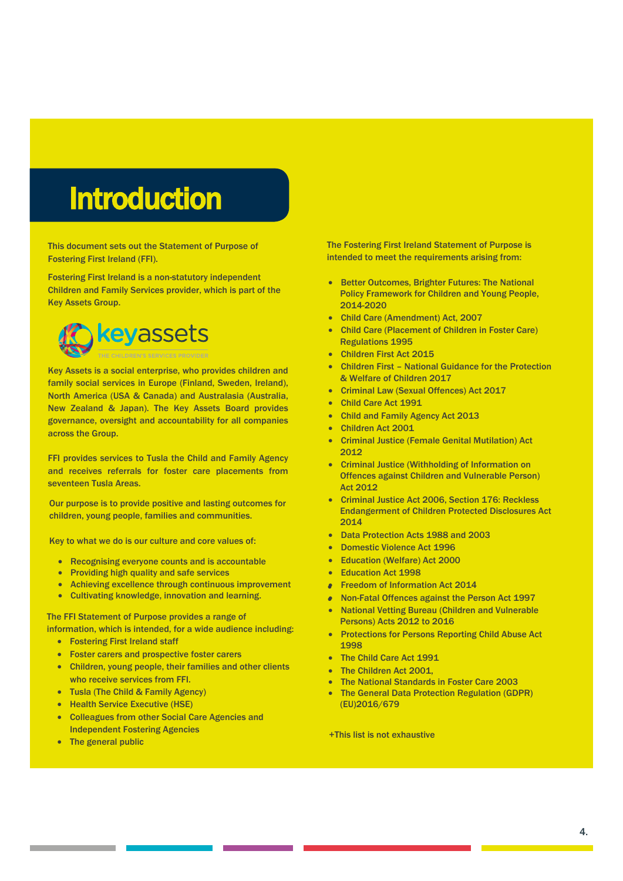# Introduction

This document sets out the Statement of Purpose of Fostering First Ireland (FFI).

Fostering First Ireland is a non-statutory independent Children and Family Services provider, which is part of the Key Assets Group.

keyassets
THE CHILDREN'S SERVICES PROVIDER

Key Assets is a social enterprise, who provides children and family social services in Europe (Finland, Sweden, Ireland), North America (USA & Canada) and Australasia (Australia, New Zealand & Japan). The Key Assets Board provides governance, oversight and accountability for all companies across the Group.

FFI provides services to Tusla the Child and Family Agency and receives referrals for foster care placements from seventeen Tusla Areas.

Our purpose is to provide positive and lasting outcomes for children, young people, families and communities.

Key to what we do is our culture and core values of:

- Recognising everyone counts and is accountable
- Providing high quality and safe services
- Achieving excellence through continuous improvement
- Cultivating knowledge, innovation and learning.

The FFI Statement of Purpose provides a range of information, which is intended, for a wide audience including:

- Fostering First Ireland staff
- Foster carers and prospective foster carers
- Children, young people, their families and other clients who receive services from FFI.
- Tusla (The Child & Family Agency)
- Health Service Executive (HSE)
- Colleagues from other Social Care Agencies and Independent Fostering Agencies
- The general public

The Fostering First Ireland Statement of Purpose is intended to meet the requirements arising from:

- Better Outcomes, Brighter Futures: The National Policy Framework for Children and Young People, 2014-2020
- Child Care (Amendment) Act, 2007
- Child Care (Placement of Children in Foster Care) Regulations 1995
- Children First Act 2015
- Children First – National Guidance for the Protection & Welfare of Children 2017
- Criminal Law (Sexual Offences) Act 2017
- Child Care Act 1991
- Child and Family Agency Act 2013
- Children Act 2001
- Criminal Justice (Female Genital Mutilation) Act 2012
- Criminal Justice (Withholding of Information on Offences against Children and Vulnerable Person) Act 2012
- Criminal Justice Act 2006, Section 176: Reckless Endangerment of Children Protected Disclosures Act 2014
- Data Protection Acts 1988 and 2003
- Domestic Violence Act 1996
- Education (Welfare) Act 2000
- Education Act 1998
- Freedom of Information Act 2014
- Non-Fatal Offences against the Person Act 1997
- National Vetting Bureau (Children and Vulnerable Persons) Acts 2012 to 2016
- Protections for Persons Reporting Child Abuse Act 1998
- The Child Care Act 1991
- The Children Act 2001,
- The National Standards in Foster Care 2003
- The General Data Protection Regulation (GDPR) (EU)2016/679

+This list is not exhaustive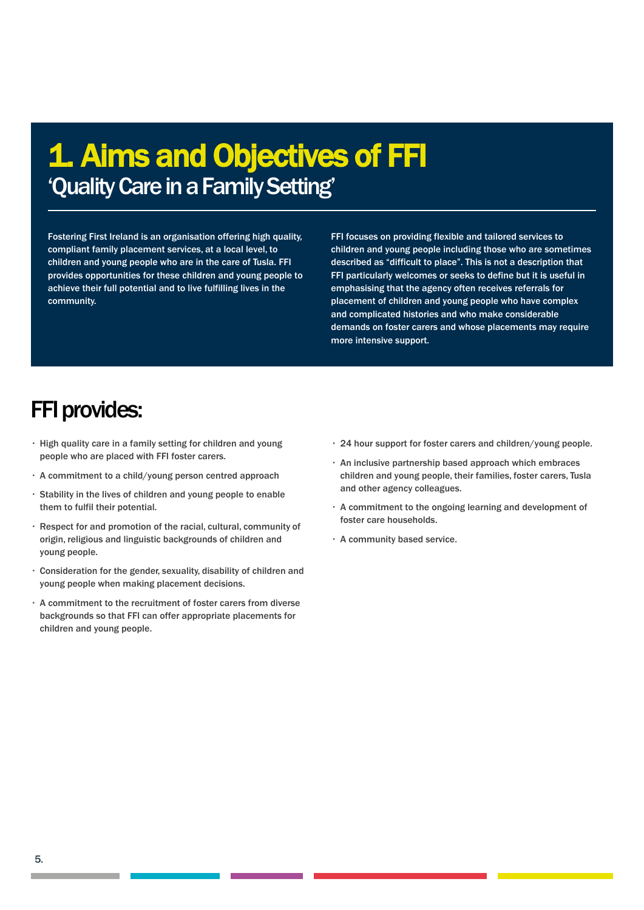# 1. Aims and Objectives of FFI

## 'Quality Care in a Family Setting'

Fostering First Ireland is an organisation offering high quality, compliant family placement services, at a local level, to children and young people who are in the care of Tusla. FFI provides opportunities for these children and young people to achieve their full potential and to live fulfilling lives in the community.

FFI focuses on providing flexible and tailored services to children and young people including those who are sometimes described as "difficult to place". This is not a description that FFI particularly welcomes or seeks to define but it is useful in emphasising that the agency often receives referrals for placement of children and young people who have complex and complicated histories and who make considerable demands on foster carers and whose placements may require more intensive support.

## FFI provides:

- High quality care in a family setting for children and young people who are placed with FFI foster carers.
- A commitment to a child/young person centred approach
- Stability in the lives of children and young people to enable them to fulfil their potential.
- Respect for and promotion of the racial, cultural, community of origin, religious and linguistic backgrounds of children and young people.
- Consideration for the gender, sexuality, disability of children and young people when making placement decisions.
- A commitment to the recruitment of foster carers from diverse backgrounds so that FFI can offer appropriate placements for children and young people.
- 24 hour support for foster carers and children/young people.
- An inclusive partnership based approach which embraces children and young people, their families, foster carers, Tusla and other agency colleagues.
- A commitment to the ongoing learning and development of foster care households.
- A community based service.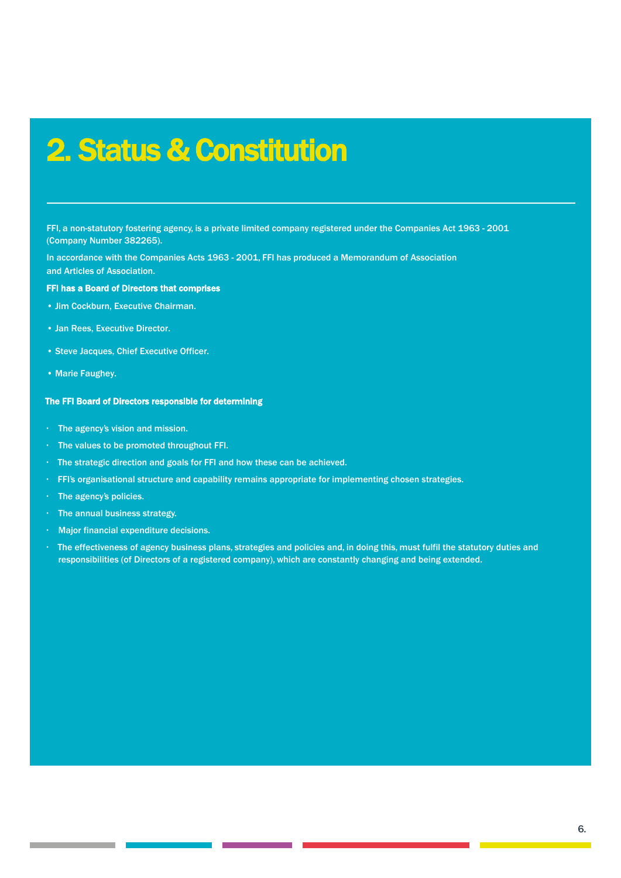# 2. Status & Constitution

FFI, a non-statutory fostering agency, is a private limited company registered under the Companies Act 1963 - 2001 (Company Number 382265).

In accordance with the Companies Acts 1963 - 2001, FFI has produced a Memorandum of Association and Articles of Association.

**FFI has a Board of Directors that comprises**

- Jim Cockburn, Executive Chairman.
- Jan Rees, Executive Director.
- Steve Jacques, Chief Executive Officer.
- Marie Faughey.

**The FFI Board of Directors responsible for determining**

- The agency's vision and mission.
- The values to be promoted throughout FFI.
- The strategic direction and goals for FFI and how these can be achieved.
- FFI's organisational structure and capability remains appropriate for implementing chosen strategies.
- The agency's policies.
- The annual business strategy.
- Major financial expenditure decisions.
- The effectiveness of agency business plans, strategies and policies and, in doing this, must fulfil the statutory duties and responsibilities (of Directors of a registered company), which are constantly changing and being extended.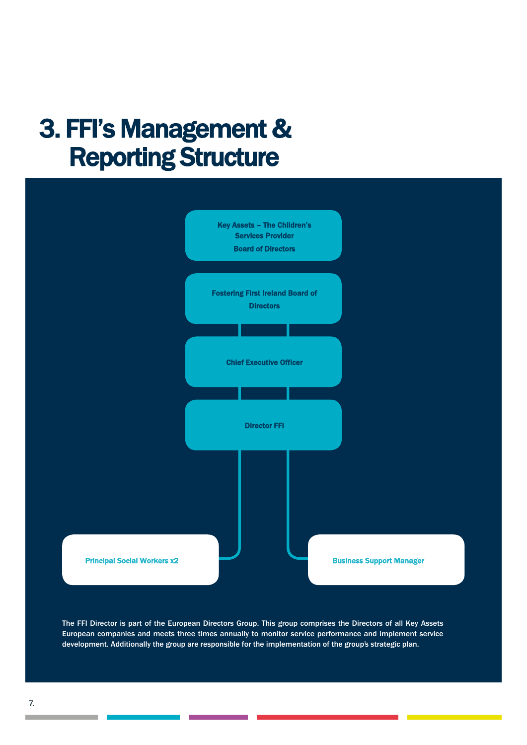# 3. FFI's Management & Reporting Structure

- Key Assets – The Children's Services Provider Board of Directors
  - Fostering First Ireland Board of Directors
    - Chief Executive Officer
      - Director FFI
        - Principal Social Workers x2
        - Business Support Manager

The FFI Director is part of the European Directors Group. This group comprises the Directors of all Key Assets European companies and meets three times annually to monitor service performance and implement service development. Additionally the group are responsible for the implementation of the group's strategic plan.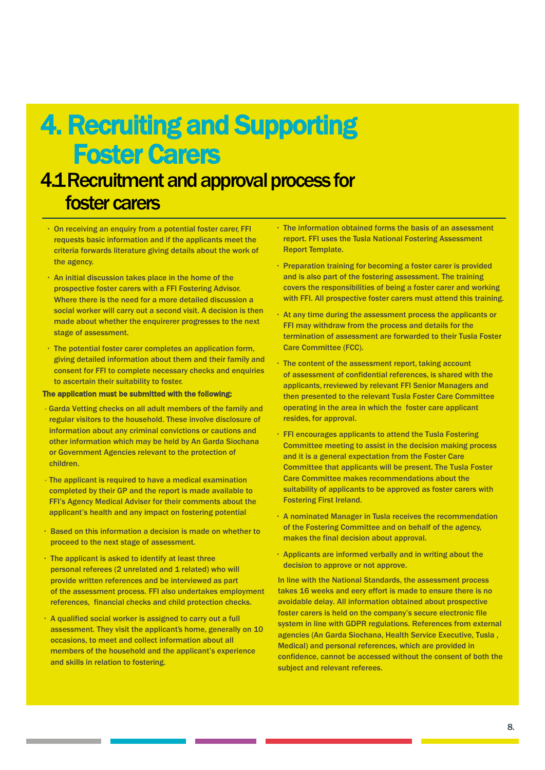# 4. Recruiting and Supporting Foster Carers

## 4.1 Recruitment and approval process for foster carers

- On receiving an enquiry from a potential foster carer, FFI requests basic information and if the applicants meet the criteria forwards literature giving details about the work of the agency.
- An initial discussion takes place in the home of the prospective foster carers with a FFI Fostering Advisor. Where there is the need for a more detailed discussion a social worker will carry out a second visit. A decision is then made about whether the enquirer progresses to the next stage of assessment.
- The potential foster carer completes an application form, giving detailed information about them and their family and consent for FFI to complete necessary checks and enquiries to ascertain their suitability to foster.

**The application must be submitted with the following:**

- Garda Vetting checks on all adult members of the family and regular visitors to the household. These involve disclosure of information about any criminal convictions or cautions and other information which may be held by An Garda Siochana or Government Agencies relevant to the protection of children.
- The applicant is required to have a medical examination completed by their GP and the report is made available to FFI's Agency Medical Adviser for their comments about the applicant's health and any impact on fostering potential

- Based on this information a decision is made on whether to proceed to the next stage of assessment.
- The applicant is asked to identify at least three personal referees (2 unrelated and 1 related) who will provide written references and be interviewed as part of the assessment process. FFI also undertakes employment references, financial checks and child protection checks.
- A qualified social worker is assigned to carry out a full assessment. They visit the applicant's home, generally on 10 occasions, to meet and collect information about all members of the household and the applicant's experience and skills in relation to fostering.
- The information obtained forms the basis of an assessment report. FFI uses the Tusla National Fostering Assessment Report Template.
- Preparation training for becoming a foster carer is provided and is also part of the fostering assessment. The training covers the responsibilities of being a foster carer and working with FFI. All prospective foster carers must attend this training.
- At any time during the assessment process the applicants or FFI may withdraw from the process and details for the termination of assessment are forwarded to their Tusla Foster Care Committee (FCC).
- The content of the assessment report, taking account of assessment of confidential references, is shared with the applicants, rreviewed by relevant FFI Senior Managers and then presented to the relevant Tusla Foster Care Committee operating in the area in which the foster care applicant resides, for approval.
- FFI encourages applicants to attend the Tusla Fostering Committee meeting to assist in the decision making process and it is a general expectation from the Foster Care Committee that applicants will be present. The Tusla Foster Care Committee makes recommendations about the suitability of applicants to be approved as foster carers with Fostering First Ireland.
- A nominated Manager in Tusla receives the recommendation of the Fostering Committee and on behalf of the agency, makes the final decision about approval.
- Applicants are informed verbally and in writing about the decision to approve or not approve.

In line with the National Standards, the assessment process takes 16 weeks and eery effort is made to ensure there is no avoidable delay. All information obtained about prospective foster carers is held on the company's secure electronic file system in line with GDPR regulations. References from external agencies (An Garda Siochana, Health Service Executive, Tusla , Medical) and personal references, which are provided in confidence, cannot be accessed without the consent of both the subject and relevant referees.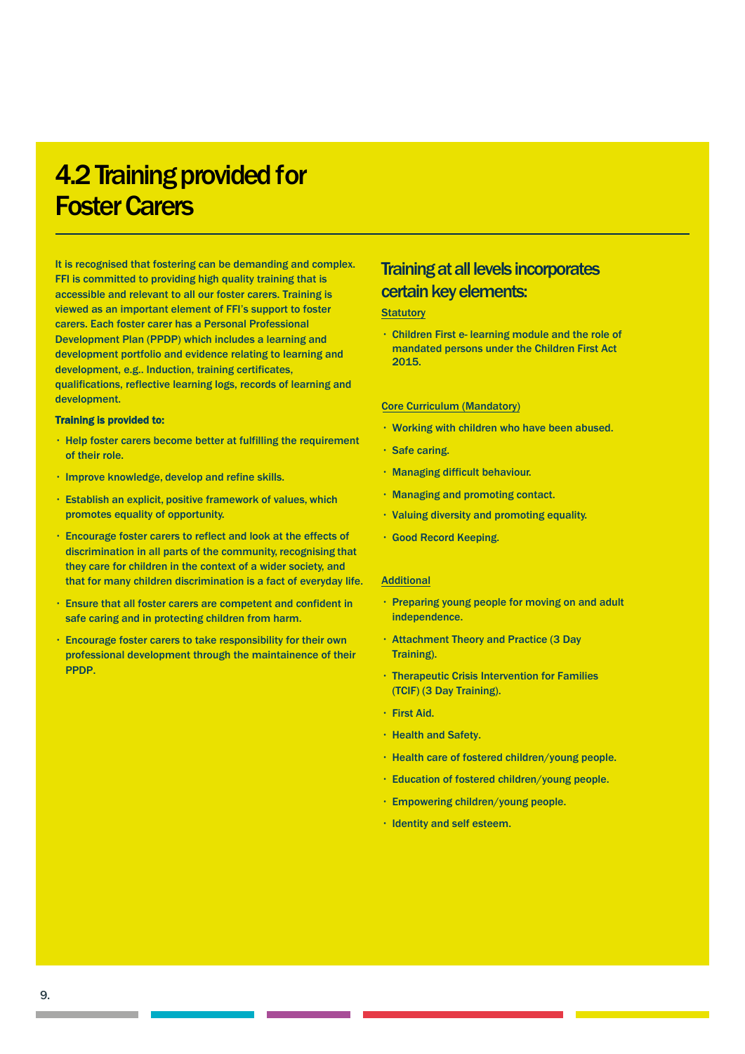## 4.2 Training provided for Foster Carers

It is recognised that fostering can be demanding and complex. FFI is committed to providing high quality training that is accessible and relevant to all our foster carers. Training is viewed as an important element of FFI's support to foster carers. Each foster carer has a Personal Professional Development Plan (PPDP) which includes a learning and development portfolio and evidence relating to learning and development, e.g.. Induction, training certificates, qualifications, reflective learning logs, records of learning and development.

**Training is provided to:**

- Help foster carers become better at fulfilling the requirement of their role.
- Improve knowledge, develop and refine skills.
- Establish an explicit, positive framework of values, which promotes equality of opportunity.
- Encourage foster carers to reflect and look at the effects of discrimination in all parts of the community, recognising that they care for children in the context of a wider society, and that for many children discrimination is a fact of everyday life.
- Ensure that all foster carers are competent and confident in safe caring and in protecting children from harm.
- Encourage foster carers to take responsibility for their own professional development through the maintainence of their PPDP.

### Training at all levels incorporates certain key elements:

Statutory

- Children First e- learning module and the role of mandated persons under the Children First Act 2015.

Core Curriculum (Mandatory)

- Working with children who have been abused.
- Safe caring.
- Managing difficult behaviour.
- Managing and promoting contact.
- Valuing diversity and promoting equality.
- Good Record Keeping.

Additional

- Preparing young people for moving on and adult independence.
- Attachment Theory and Practice (3 Day Training).
- Therapeutic Crisis Intervention for Families (TCIF) (3 Day Training).
- First Aid.
- Health and Safety.
- Health care of fostered children/young people.
- Education of fostered children/young people.
- Empowering children/young people.
- Identity and self esteem.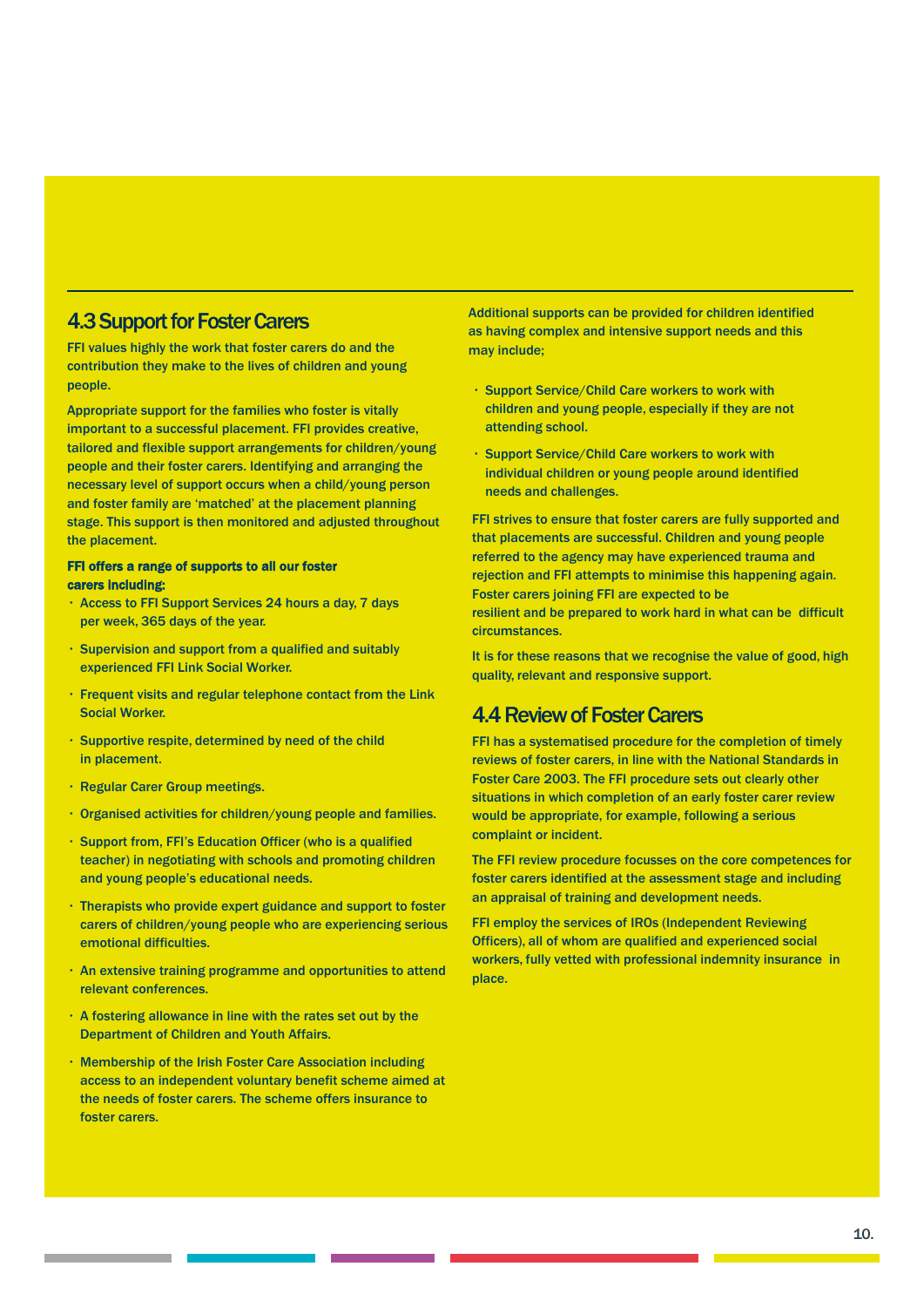## 4.3 Support for Foster Carers

FFI values highly the work that foster carers do and the contribution they make to the lives of children and young people.

Appropriate support for the families who foster is vitally important to a successful placement. FFI provides creative, tailored and flexible support arrangements for children/young people and their foster carers. Identifying and arranging the necessary level of support occurs when a child/young person and foster family are 'matched' at the placement planning stage. This support is then monitored and adjusted throughout the placement.

**FFI offers a range of supports to all our foster carers including:**

- Access to FFI Support Services 24 hours a day, 7 days per week, 365 days of the year.
- Supervision and support from a qualified and suitably experienced FFI Link Social Worker.
- Frequent visits and regular telephone contact from the Link Social Worker.
- Supportive respite, determined by need of the child in placement.
- Regular Carer Group meetings.
- Organised activities for children/young people and families.
- Support from, FFI's Education Officer (who is a qualified teacher) in negotiating with schools and promoting children and young people's educational needs.
- Therapists who provide expert guidance and support to foster carers of children/young people who are experiencing serious emotional difficulties.
- An extensive training programme and opportunities to attend relevant conferences.
- A fostering allowance in line with the rates set out by the Department of Children and Youth Affairs.
- Membership of the Irish Foster Care Association including access to an independent voluntary benefit scheme aimed at the needs of foster carers. The scheme offers insurance to foster carers.

Additional supports can be provided for children identified as having complex and intensive support needs and this may include;

- Support Service/Child Care workers to work with children and young people, especially if they are not attending school.
- Support Service/Child Care workers to work with individual children or young people around identified needs and challenges.

FFI strives to ensure that foster carers are fully supported and that placements are successful. Children and young people referred to the agency may have experienced trauma and rejection and FFI attempts to minimise this happening again. Foster carers joining FFI are expected to be resilient and be prepared to work hard in what can be difficult circumstances.

It is for these reasons that we recognise the value of good, high quality, relevant and responsive support.

## 4.4 Review of Foster Carers

FFI has a systematised procedure for the completion of timely reviews of foster carers, in line with the National Standards in Foster Care 2003. The FFI procedure sets out clearly other situations in which completion of an early foster carer review would be appropriate, for example, following a serious complaint or incident.

The FFI review procedure focusses on the core competences for foster carers identified at the assessment stage and including an appraisal of training and development needs.

FFI employ the services of IROs (Independent Reviewing Officers), all of whom are qualified and experienced social workers, fully vetted with professional indemnity insurance in place.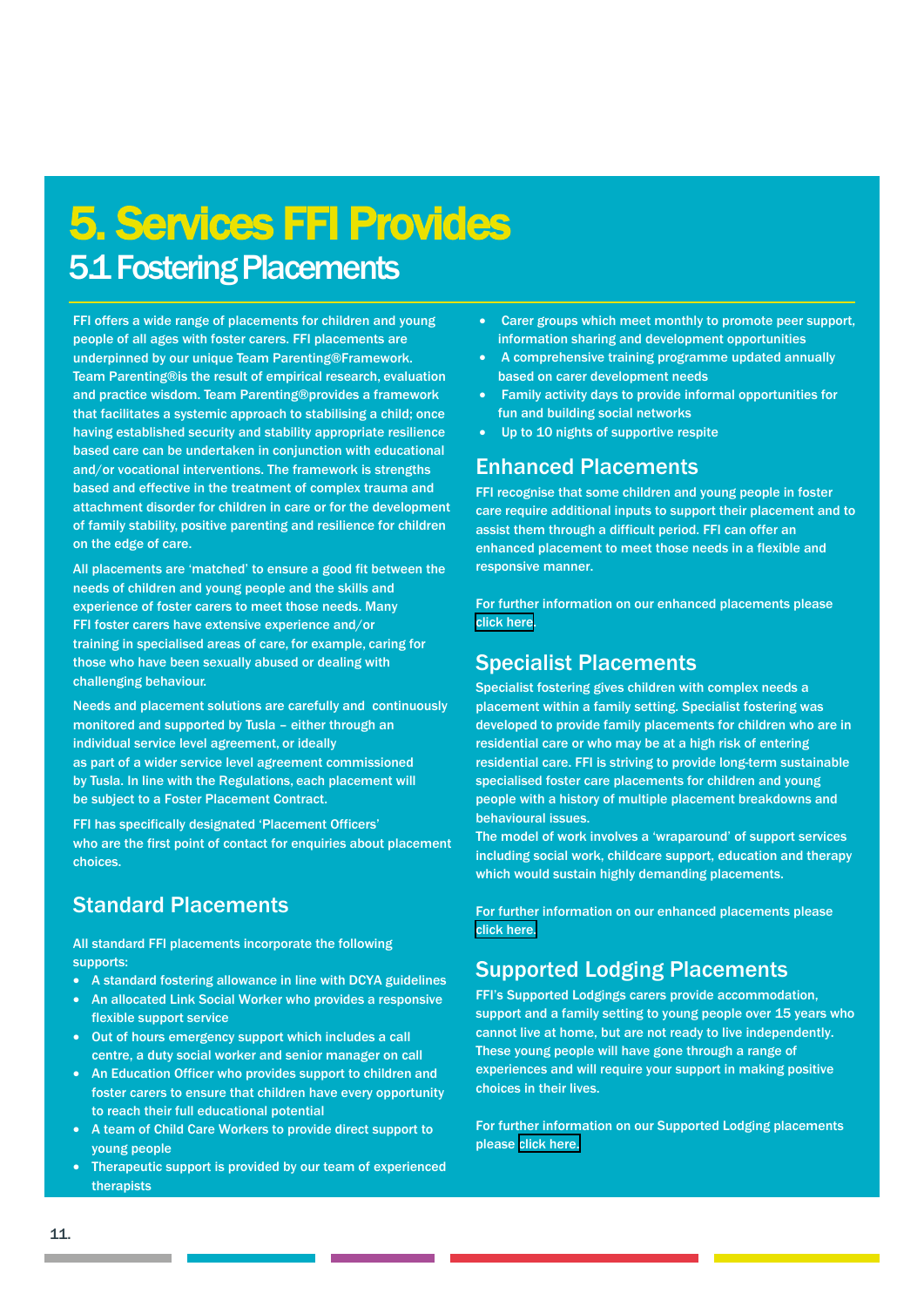# 5. Services FFI Provides

## 5.1 Fostering Placements

FFI offers a wide range of placements for children and young people of all ages with foster carers. FFI placements are underpinned by our unique Team Parenting®Framework. Team Parenting®is the result of empirical research, evaluation and practice wisdom. Team Parenting®provides a framework that facilitates a systemic approach to stabilising a child; once having established security and stability appropriate resilience based care can be undertaken in conjunction with educational and/or vocational interventions. The framework is strengths based and effective in the treatment of complex trauma and attachment disorder for children in care or for the development of family stability, positive parenting and resilience for children on the edge of care.

All placements are 'matched' to ensure a good fit between the needs of children and young people and the skills and experience of foster carers to meet those needs. Many FFI foster carers have extensive experience and/or training in specialised areas of care, for example, caring for those who have been sexually abused or dealing with challenging behaviour.

Needs and placement solutions are carefully and continuously monitored and supported by Tusla – either through an individual service level agreement, or ideally as part of a wider service level agreement commissioned by Tusla. In line with the Regulations, each placement will be subject to a Foster Placement Contract.

FFI has specifically designated 'Placement Officers' who are the first point of contact for enquiries about placement choices.

### Standard Placements

All standard FFI placements incorporate the following supports:

- A standard fostering allowance in line with DCYA guidelines
- An allocated Link Social Worker who provides a responsive flexible support service
- Out of hours emergency support which includes a call centre, a duty social worker and senior manager on call
- An Education Officer who provides support to children and foster carers to ensure that children have every opportunity to reach their full educational potential
- A team of Child Care Workers to provide direct support to young people
- Therapeutic support is provided by our team of experienced therapists
- Carer groups which meet monthly to promote peer support, information sharing and development opportunities
- A comprehensive training programme updated annually based on carer development needs
- Family activity days to provide informal opportunities for fun and building social networks
- Up to 10 nights of supportive respite

### Enhanced Placements

FFI recognise that some children and young people in foster care require additional inputs to support their placement and to assist them through a difficult period. FFI can offer an enhanced placement to meet those needs in a flexible and responsive manner.

For further information on our enhanced placements please click here.

### Specialist Placements

Specialist fostering gives children with complex needs a placement within a family setting. Specialist fostering was developed to provide family placements for children who are in residential care or who may be at a high risk of entering residential care. FFI is striving to provide long-term sustainable specialised foster care placements for children and young people with a history of multiple placement breakdowns and behavioural issues.

The model of work involves a 'wraparound' of support services including social work, childcare support, education and therapy which would sustain highly demanding placements.

For further information on our enhanced placements please click here.

### Supported Lodging Placements

FFI's Supported Lodgings carers provide accommodation, support and a family setting to young people over 15 years who cannot live at home, but are not ready to live independently. These young people will have gone through a range of experiences and will require your support in making positive choices in their lives.

For further information on our Supported Lodging placements please click here.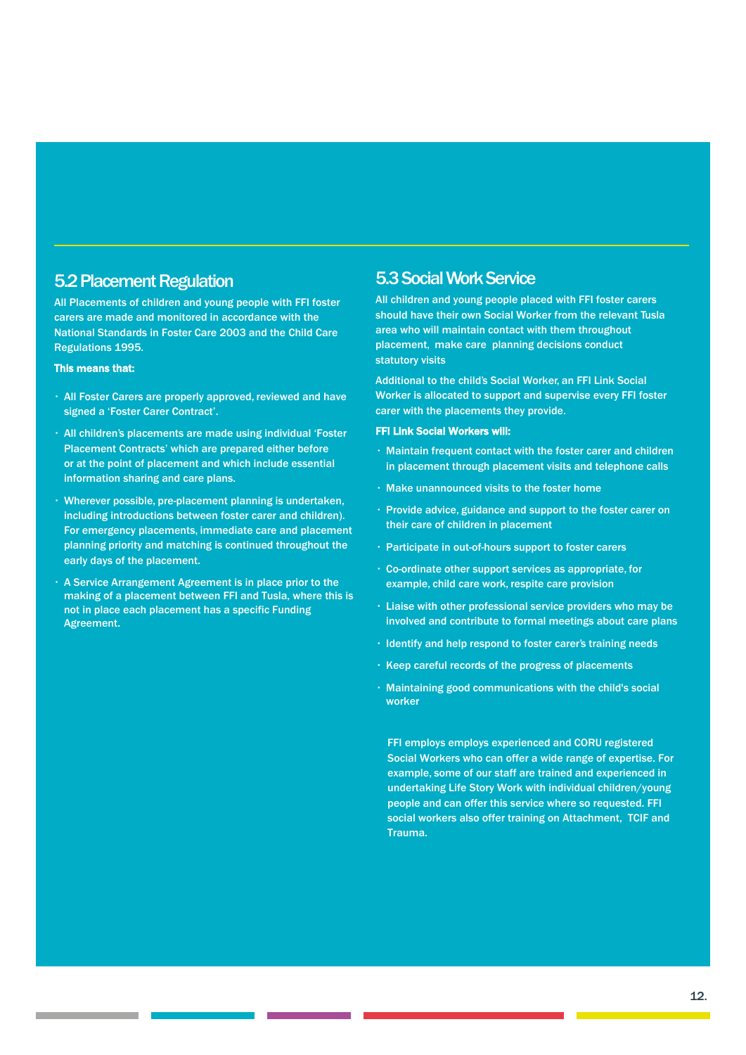## 5.2 Placement Regulation

All Placements of children and young people with FFI foster carers are made and monitored in accordance with the National Standards in Foster Care 2003 and the Child Care Regulations 1995.

**This means that:**

- All Foster Carers are properly approved, reviewed and have signed a 'Foster Carer Contract'.
- All children's placements are made using individual 'Foster Placement Contracts' which are prepared either before or at the point of placement and which include essential information sharing and care plans.
- Wherever possible, pre-placement planning is undertaken, including introductions between foster carer and children). For emergency placements, immediate care and placement planning priority and matching is continued throughout the early days of the placement.
- A Service Arrangement Agreement is in place prior to the making of a placement between FFI and Tusla, where this is not in place each placement has a specific Funding Agreement.

## 5.3 Social Work Service

All children and young people placed with FFI foster carers should have their own Social Worker from the relevant Tusla area who will maintain contact with them throughout placement, make care planning decisions conduct statutory visits

Additional to the child's Social Worker, an FFI Link Social Worker is allocated to support and supervise every FFI foster carer with the placements they provide.

**FFI Link Social Workers will:**

- Maintain frequent contact with the foster carer and children in placement through placement visits and telephone calls
- Make unannounced visits to the foster home
- Provide advice, guidance and support to the foster carer on their care of children in placement
- Participate in out-of-hours support to foster carers
- Co-ordinate other support services as appropriate, for example, child care work, respite care provision
- Liaise with other professional service providers who may be involved and contribute to formal meetings about care plans
- Identify and help respond to foster carer's training needs
- Keep careful records of the progress of placements
- Maintaining good communications with the child's social worker

FFI employs employs experienced and CORU registered Social Workers who can offer a wide range of expertise. For example, some of our staff are trained and experienced in undertaking Life Story Work with individual children/young people and can offer this service where so requested. FFI social workers also offer training on Attachment, TCIF and Trauma.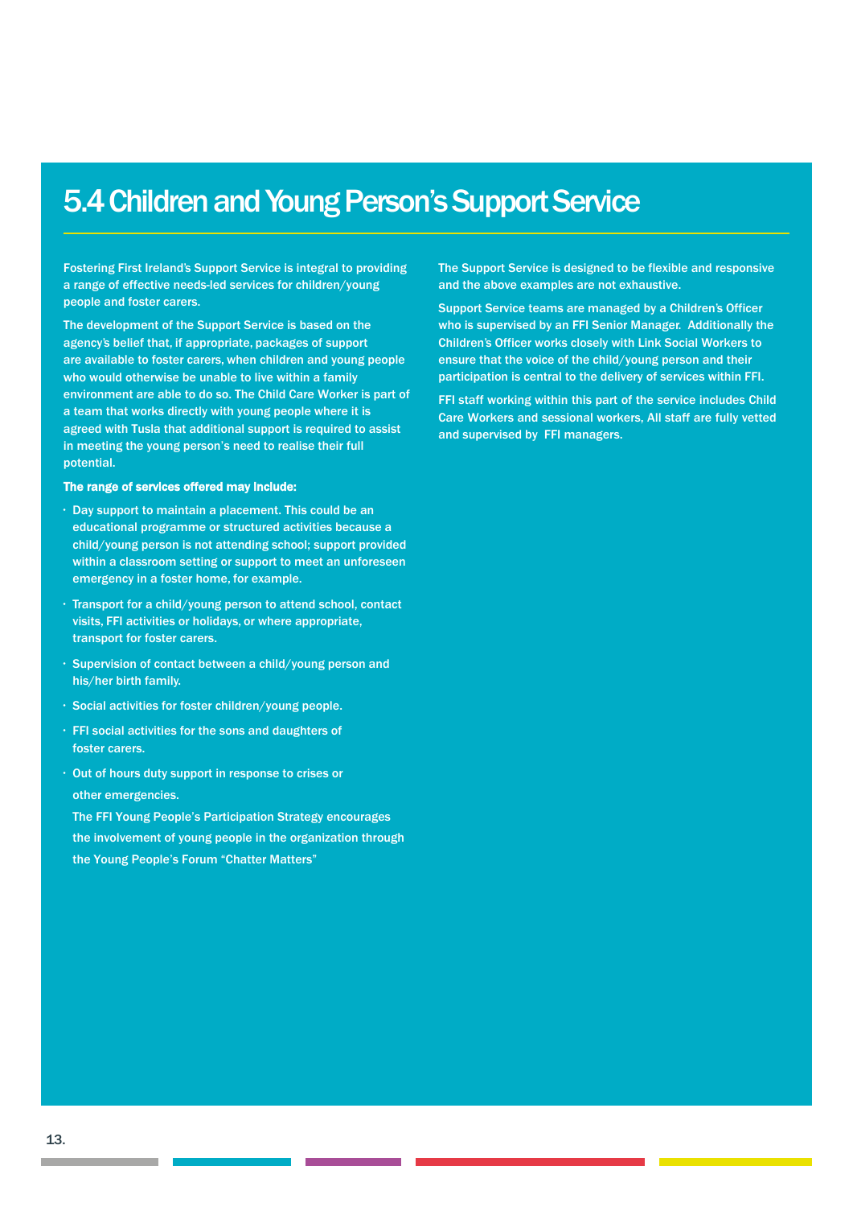# 5.4 Children and Young Person's Support Service

Fostering First Ireland's Support Service is integral to providing a range of effective needs-led services for children/young people and foster carers.

The development of the Support Service is based on the agency's belief that, if appropriate, packages of support are available to foster carers, when children and young people who would otherwise be unable to live within a family environment are able to do so. The Child Care Worker is part of a team that works directly with young people where it is agreed with Tusla that additional support is required to assist in meeting the young person's need to realise their full potential.

**The range of services offered may include:**

- Day support to maintain a placement. This could be an educational programme or structured activities because a child/young person is not attending school; support provided within a classroom setting or support to meet an unforeseen emergency in a foster home, for example.
- Transport for a child/young person to attend school, contact visits, FFI activities or holidays, or where appropriate, transport for foster carers.
- Supervision of contact between a child/young person and his/her birth family.
- Social activities for foster children/young people.
- FFI social activities for the sons and daughters of foster carers.
- Out of hours duty support in response to crises or other emergencies.

  The FFI Young People's Participation Strategy encourages the involvement of young people in the organization through the Young People's Forum "Chatter Matters"

The Support Service is designed to be flexible and responsive and the above examples are not exhaustive.

Support Service teams are managed by a Children's Officer who is supervised by an FFI Senior Manager. Additionally the Children's Officer works closely with Link Social Workers to ensure that the voice of the child/young person and their participation is central to the delivery of services within FFI.

FFI staff working within this part of the service includes Child Care Workers and sessional workers, All staff are fully vetted and supervised by FFI managers.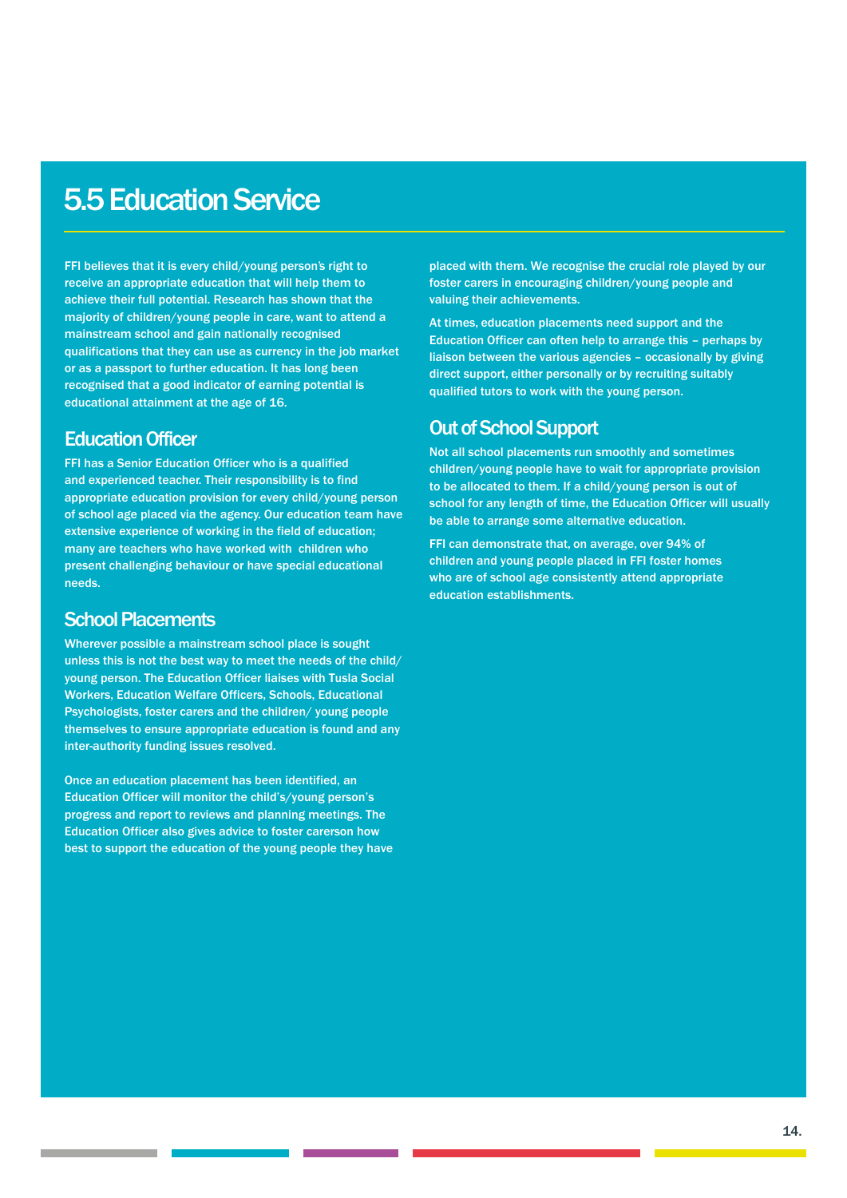# 5.5 Education Service

FFI believes that it is every child/young person's right to receive an appropriate education that will help them to achieve their full potential. Research has shown that the majority of children/young people in care, want to attend a mainstream school and gain nationally recognised qualifications that they can use as currency in the job market or as a passport to further education. It has long been recognised that a good indicator of earning potential is educational attainment at the age of 16.

## Education Officer

FFI has a Senior Education Officer who is a qualified and experienced teacher. Their responsibility is to find appropriate education provision for every child/young person of school age placed via the agency. Our education team have extensive experience of working in the field of education; many are teachers who have worked with children who present challenging behaviour or have special educational needs.

## School Placements

Wherever possible a mainstream school place is sought unless this is not the best way to meet the needs of the child/ young person. The Education Officer liaises with Tusla Social Workers, Education Welfare Officers, Schools, Educational Psychologists, foster carers and the children/ young people themselves to ensure appropriate education is found and any inter-authority funding issues resolved.

Once an education placement has been identified, an Education Officer will monitor the child's/young person's progress and report to reviews and planning meetings. The Education Officer also gives advice to foster carerson how best to support the education of the young people they have placed with them. We recognise the crucial role played by our foster carers in encouraging children/young people and valuing their achievements.

At times, education placements need support and the Education Officer can often help to arrange this – perhaps by liaison between the various agencies – occasionally by giving direct support, either personally or by recruiting suitably qualified tutors to work with the young person.

## Out of School Support

Not all school placements run smoothly and sometimes children/young people have to wait for appropriate provision to be allocated to them. If a child/young person is out of school for any length of time, the Education Officer will usually be able to arrange some alternative education.

FFI can demonstrate that, on average, over 94% of children and young people placed in FFI foster homes who are of school age consistently attend appropriate education establishments.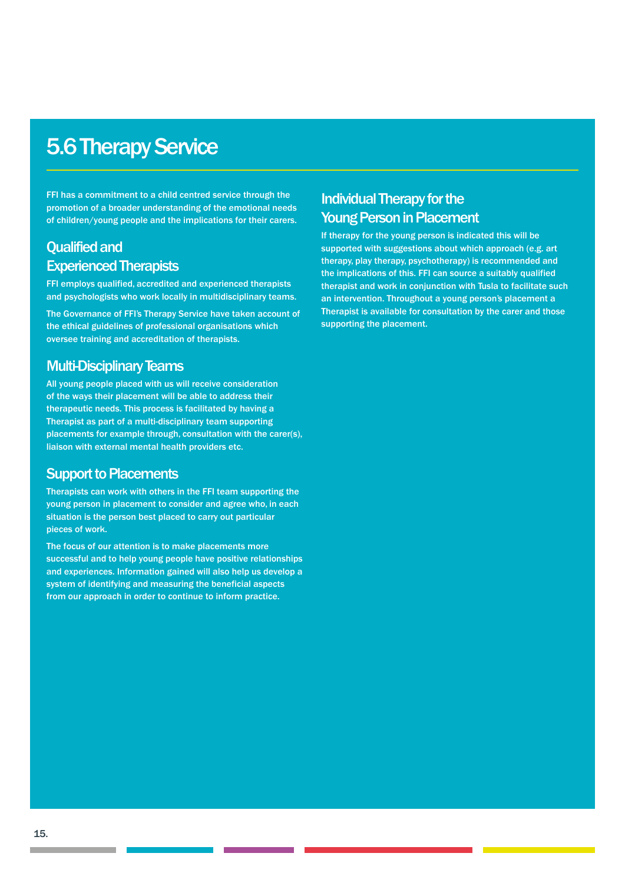# 5.6 Therapy Service

FFI has a commitment to a child centred service through the promotion of a broader understanding of the emotional needs of children/young people and the implications for their carers.

## Qualified and Experienced Therapists

FFI employs qualified, accredited and experienced therapists and psychologists who work locally in multidisciplinary teams.

The Governance of FFI's Therapy Service have taken account of the ethical guidelines of professional organisations which oversee training and accreditation of therapists.

## Multi-Disciplinary Teams

All young people placed with us will receive consideration of the ways their placement will be able to address their therapeutic needs. This process is facilitated by having a Therapist as part of a multi-disciplinary team supporting placements for example through, consultation with the carer(s), liaison with external mental health providers etc.

## Support to Placements

Therapists can work with others in the FFI team supporting the young person in placement to consider and agree who, in each situation is the person best placed to carry out particular pieces of work.

The focus of our attention is to make placements more successful and to help young people have positive relationships and experiences. Information gained will also help us develop a system of identifying and measuring the beneficial aspects from our approach in order to continue to inform practice.

## Individual Therapy for the Young Person in Placement

If therapy for the young person is indicated this will be supported with suggestions about which approach (e.g. art therapy, play therapy, psychotherapy) is recommended and the implications of this. FFI can source a suitably qualified therapist and work in conjunction with Tusla to facilitate such an intervention. Throughout a young person's placement a Therapist is available for consultation by the carer and those supporting the placement.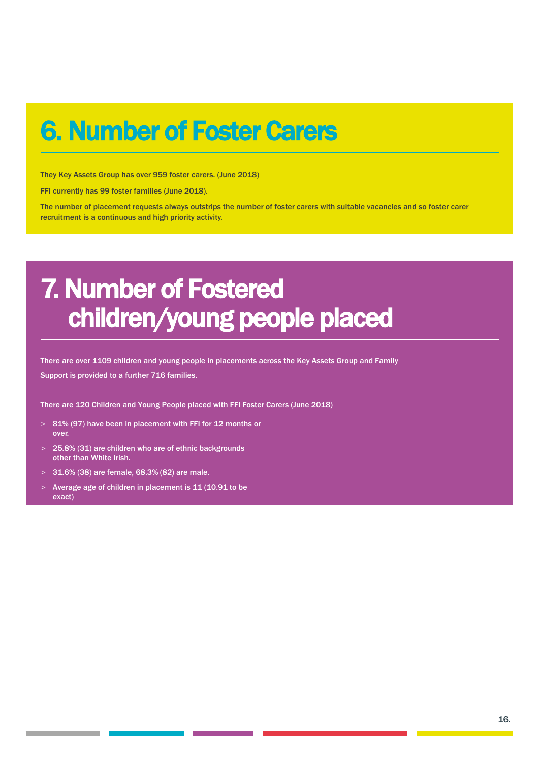# 6. Number of Foster Carers

They Key Assets Group has over 959 foster carers. (June 2018)

FFI currently has 99 foster families (June 2018).

The number of placement requests always outstrips the number of foster carers with suitable vacancies and so foster carer recruitment is a continuous and high priority activity.

# 7. Number of Fostered children/young people placed

There are over 1109 children and young people in placements across the Key Assets Group and Family Support is provided to a further 716 families.

There are 120 Children and Young People placed with FFI Foster Carers (June 2018)

- 81% (97) have been in placement with FFI for 12 months or over.
- 25.8% (31) are children who are of ethnic backgrounds other than White Irish.
- 31.6% (38) are female, 68.3% (82) are male.
- Average age of children in placement is 11 (10.91 to be exact)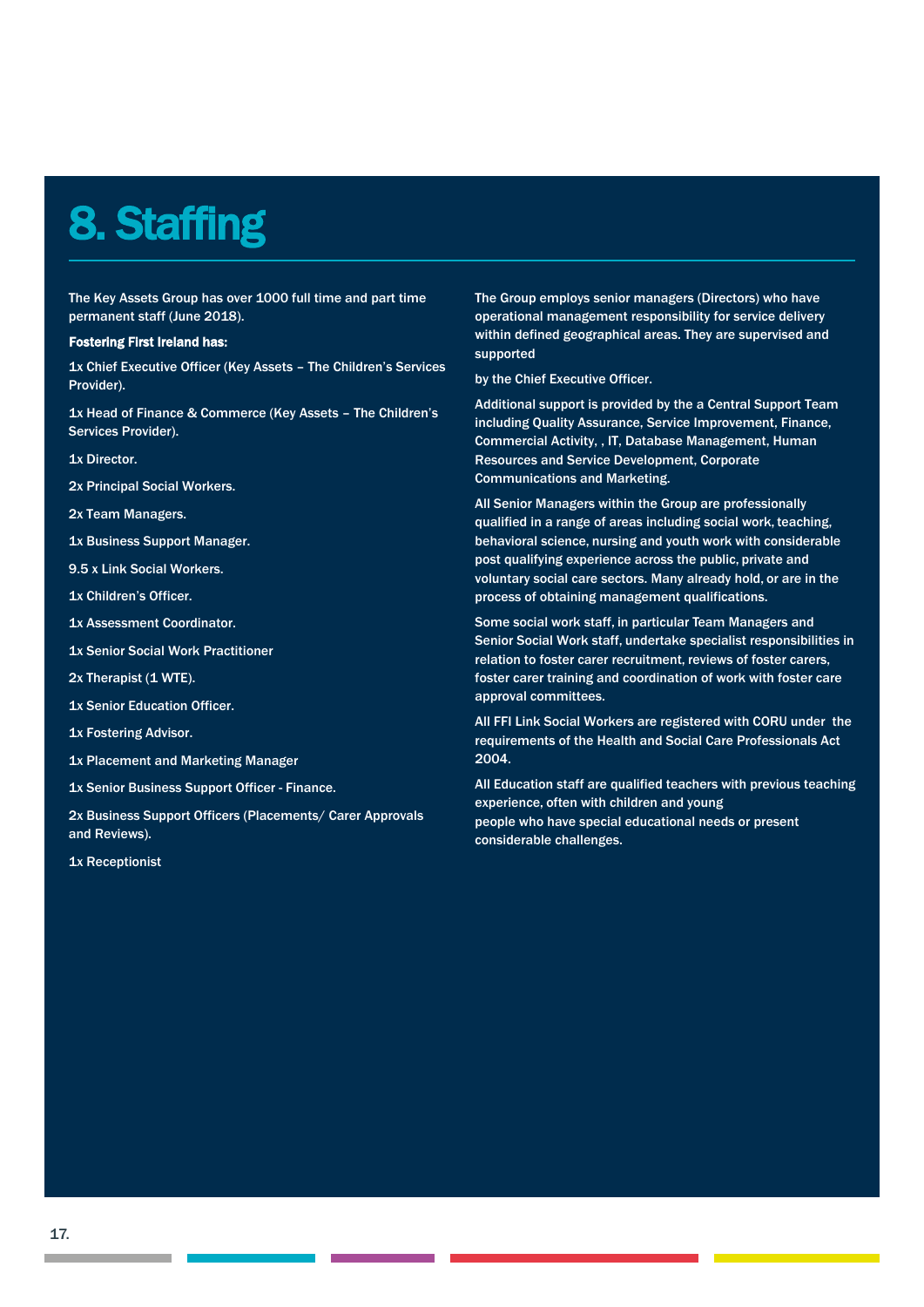# 8. Staffing

The Key Assets Group has over 1000 full time and part time permanent staff (June 2018).

**Fostering First Ireland has:**

1x Chief Executive Officer (Key Assets – The Children's Services Provider).

1x Head of Finance & Commerce (Key Assets – The Children's Services Provider).

1x Director.

2x Principal Social Workers.

2x Team Managers.

1x Business Support Manager.

9.5 x Link Social Workers.

1x Children's Officer.

1x Assessment Coordinator.

1x Senior Social Work Practitioner

2x Therapist (1 WTE).

1x Senior Education Officer.

1x Fostering Advisor.

1x Placement and Marketing Manager

1x Senior Business Support Officer - Finance.

2x Business Support Officers (Placements/ Carer Approvals and Reviews).

1x Receptionist

The Group employs senior managers (Directors) who have operational management responsibility for service delivery within defined geographical areas. They are supervised and supported

by the Chief Executive Officer.

Additional support is provided by the a Central Support Team including Quality Assurance, Service Improvement, Finance, Commercial Activity, , IT, Database Management, Human Resources and Service Development, Corporate Communications and Marketing.

All Senior Managers within the Group are professionally qualified in a range of areas including social work, teaching, behavioral science, nursing and youth work with considerable post qualifying experience across the public, private and voluntary social care sectors. Many already hold, or are in the process of obtaining management qualifications.

Some social work staff, in particular Team Managers and Senior Social Work staff, undertake specialist responsibilities in relation to foster carer recruitment, reviews of foster carers, foster carer training and coordination of work with foster care approval committees.

All FFI Link Social Workers are registered with CORU under the requirements of the Health and Social Care Professionals Act 2004.

All Education staff are qualified teachers with previous teaching experience, often with children and young people who have special educational needs or present considerable challenges.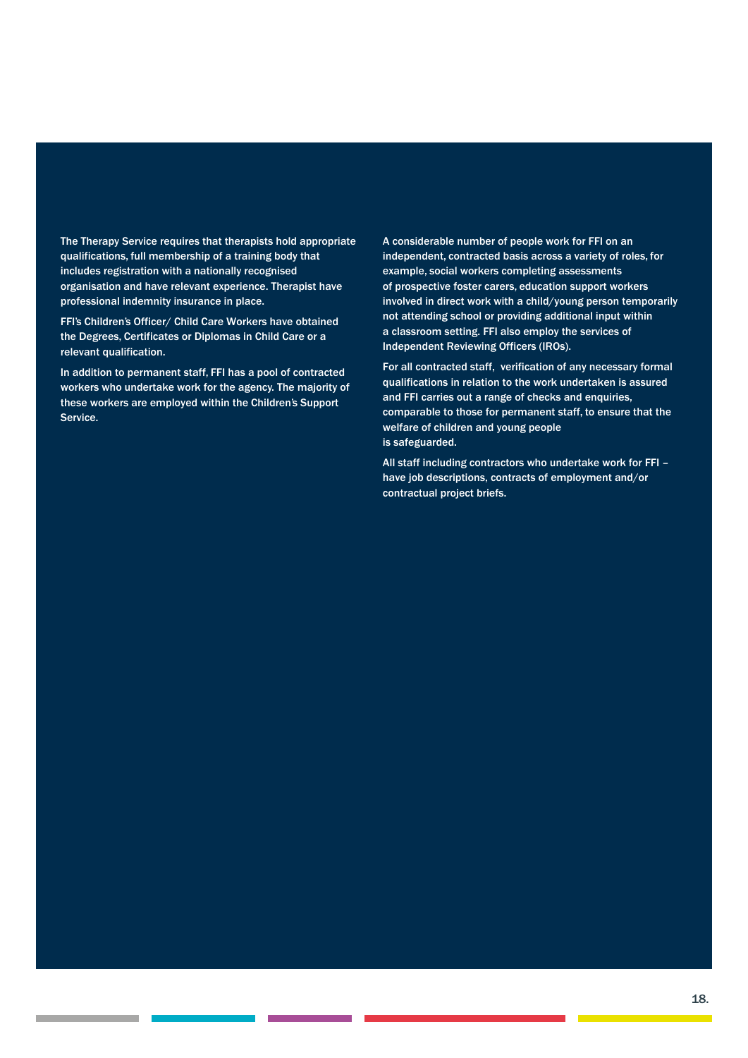The Therapy Service requires that therapists hold appropriate qualifications, full membership of a training body that includes registration with a nationally recognised organisation and have relevant experience. Therapist have professional indemnity insurance in place.

FFI's Children's Officer/ Child Care Workers have obtained the Degrees, Certificates or Diplomas in Child Care or a relevant qualification.

In addition to permanent staff, FFI has a pool of contracted workers who undertake work for the agency. The majority of these workers are employed within the Children's Support Service.

A considerable number of people work for FFI on an independent, contracted basis across a variety of roles, for example, social workers completing assessments of prospective foster carers, education support workers involved in direct work with a child/young person temporarily not attending school or providing additional input within a classroom setting. FFI also employ the services of Independent Reviewing Officers (IROs).

For all contracted staff, verification of any necessary formal qualifications in relation to the work undertaken is assured and FFI carries out a range of checks and enquiries, comparable to those for permanent staff, to ensure that the welfare of children and young people is safeguarded.

All staff including contractors who undertake work for FFI – have job descriptions, contracts of employment and/or contractual project briefs.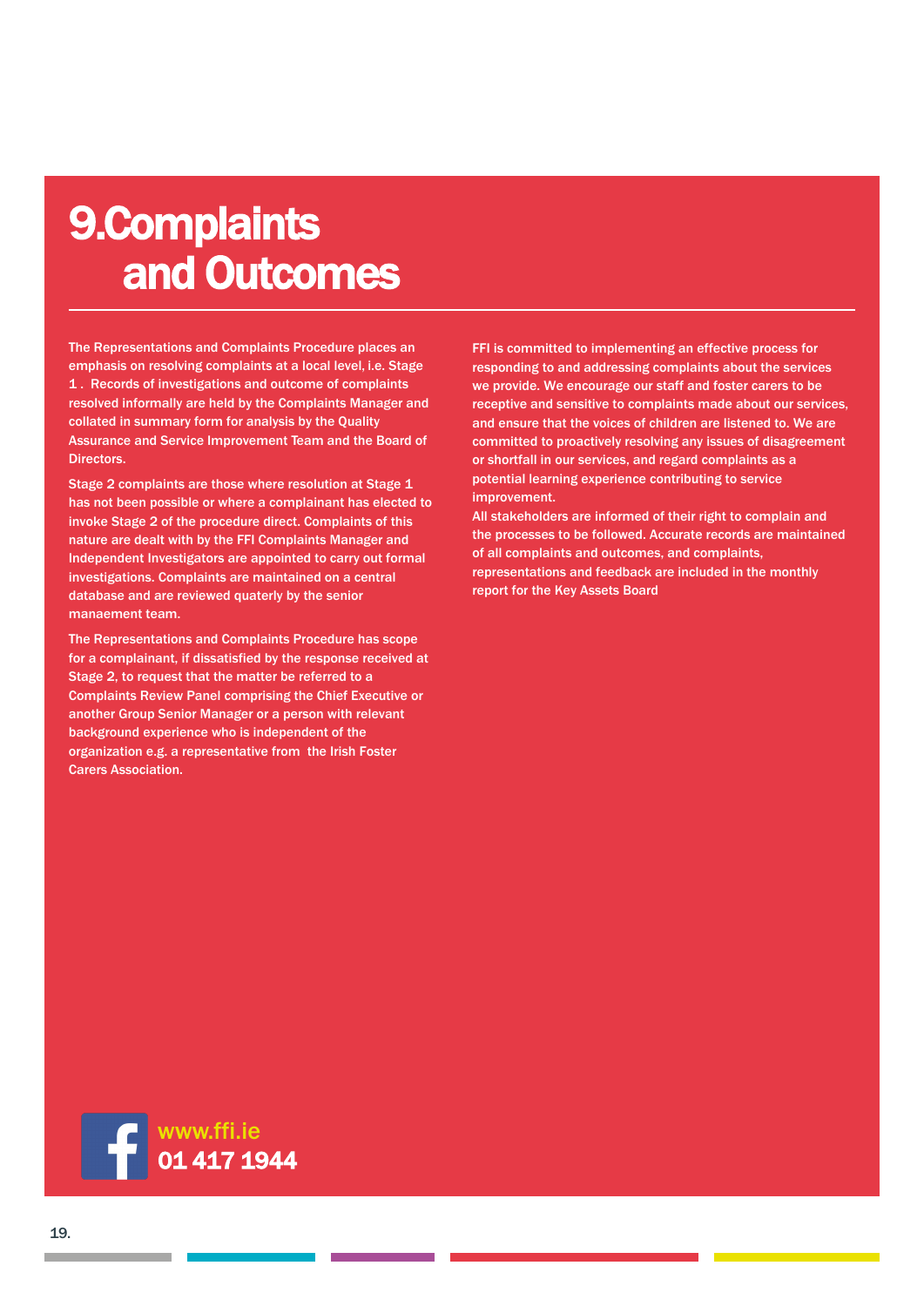# 9.Complaints and Outcomes

The Representations and Complaints Procedure places an emphasis on resolving complaints at a local level, i.e. Stage 1 . Records of investigations and outcome of complaints resolved informally are held by the Complaints Manager and collated in summary form for analysis by the Quality Assurance and Service Improvement Team and the Board of Directors.

Stage 2 complaints are those where resolution at Stage 1 has not been possible or where a complainant has elected to invoke Stage 2 of the procedure direct. Complaints of this nature are dealt with by the FFI Complaints Manager and Independent Investigators are appointed to carry out formal investigations. Complaints are maintained on a central database and are reviewed quaterly by the senior manaement team.

The Representations and Complaints Procedure has scope for a complainant, if dissatisfied by the response received at Stage 2, to request that the matter be referred to a Complaints Review Panel comprising the Chief Executive or another Group Senior Manager or a person with relevant background experience who is independent of the organization e.g. a representative from the Irish Foster Carers Association.

FFI is committed to implementing an effective process for responding to and addressing complaints about the services we provide. We encourage our staff and foster carers to be receptive and sensitive to complaints made about our services, and ensure that the voices of children are listened to. We are committed to proactively resolving any issues of disagreement or shortfall in our services, and regard complaints as a potential learning experience contributing to service improvement.

All stakeholders are informed of their right to complain and the processes to be followed. Accurate records are maintained of all complaints and outcomes, and complaints, representations and feedback are included in the monthly report for the Key Assets Board

www.ffi.ie
01 417 1944